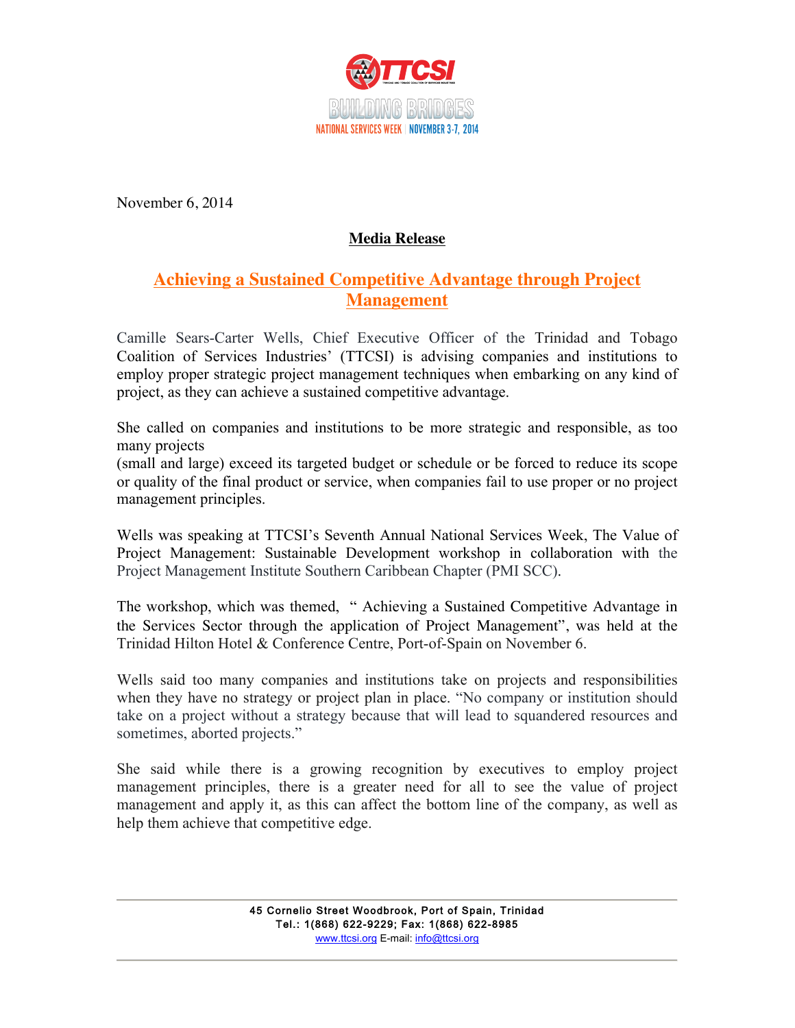November 6, 2014

**Media Release**

## Achieving a Sustained Competitive Advantage through Project Management

Camille Sears-Carter Wells, Chief Executive Officer of the Trinidad and Tobago Coalition of Services Industries' (TTCSI) is advising companies and institutions to employ proper strategic project management techniques when embarking on any kind of project, as they can achieve a sustained competitive advantage.

She called on companies and institutions to be more strategic and responsible, as too many projects (small and large) exceed its targeted budget or schedule or be forced to reduce its scope or quality of the final product or service, when companies fail to use proper or no project management principles.

Wells was speaking at TTCSI's Seventh Annual National Services Week, The Value of Project Management: Sustainable Development workshop in collaboration with the Project Management Institute Southern Caribbean Chapter (PMI SCC).

The workshop, which was themed, " Achieving a Sustained Competitive Advantage in the Services Sector through the application of Project Management", was held at the Trinidad Hilton Hotel & Conference Centre, Port-of-Spain on November 6.

Wells said too many companies and institutions take on projects and responsibilities when they have no strategy or project plan in place. "No company or institution should take on a project without a strategy because that will lead to squandered resources and sometimes, aborted projects."

She said while there is a growing recognition by executives to employ project management principles, there is a greater need for all to see the value of project management and apply it, as this can affect the bottom line of the company, as well as help them achieve that competitive edge.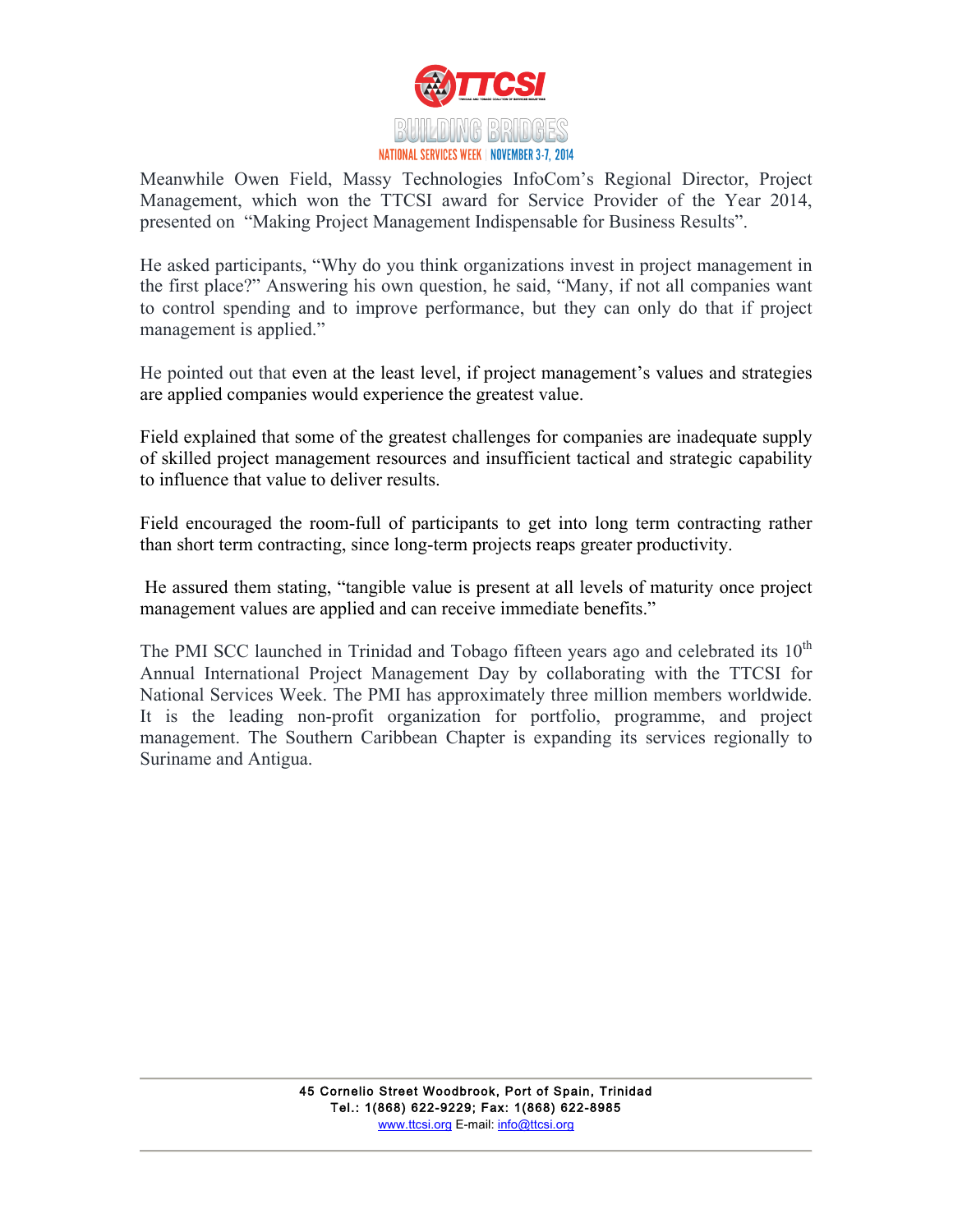Meanwhile Owen Field, Massy Technologies InfoCom's Regional Director, Project Management, which won the TTCSI award for Service Provider of the Year 2014, presented on "Making Project Management Indispensable for Business Results".

He asked participants, "Why do you think organizations invest in project management in the first place?" Answering his own question, he said, "Many, if not all companies want to control spending and to improve performance, but they can only do that if project management is applied."

He pointed out that even at the least level, if project management's values and strategies are applied companies would experience the greatest value.

Field explained that some of the greatest challenges for companies are inadequate supply of skilled project management resources and insufficient tactical and strategic capability to influence that value to deliver results.

Field encouraged the room-full of participants to get into long term contracting rather than short term contracting, since long-term projects reaps greater productivity.

He assured them stating, "tangible value is present at all levels of maturity once project management values are applied and can receive immediate benefits."

The PMI SCC launched in Trinidad and Tobago fifteen years ago and celebrated its 10th Annual International Project Management Day by collaborating with the TTCSI for National Services Week. The PMI has approximately three million members worldwide. It is the leading non-profit organization for portfolio, programme, and project management. The Southern Caribbean Chapter is expanding its services regionally to Suriname and Antigua.